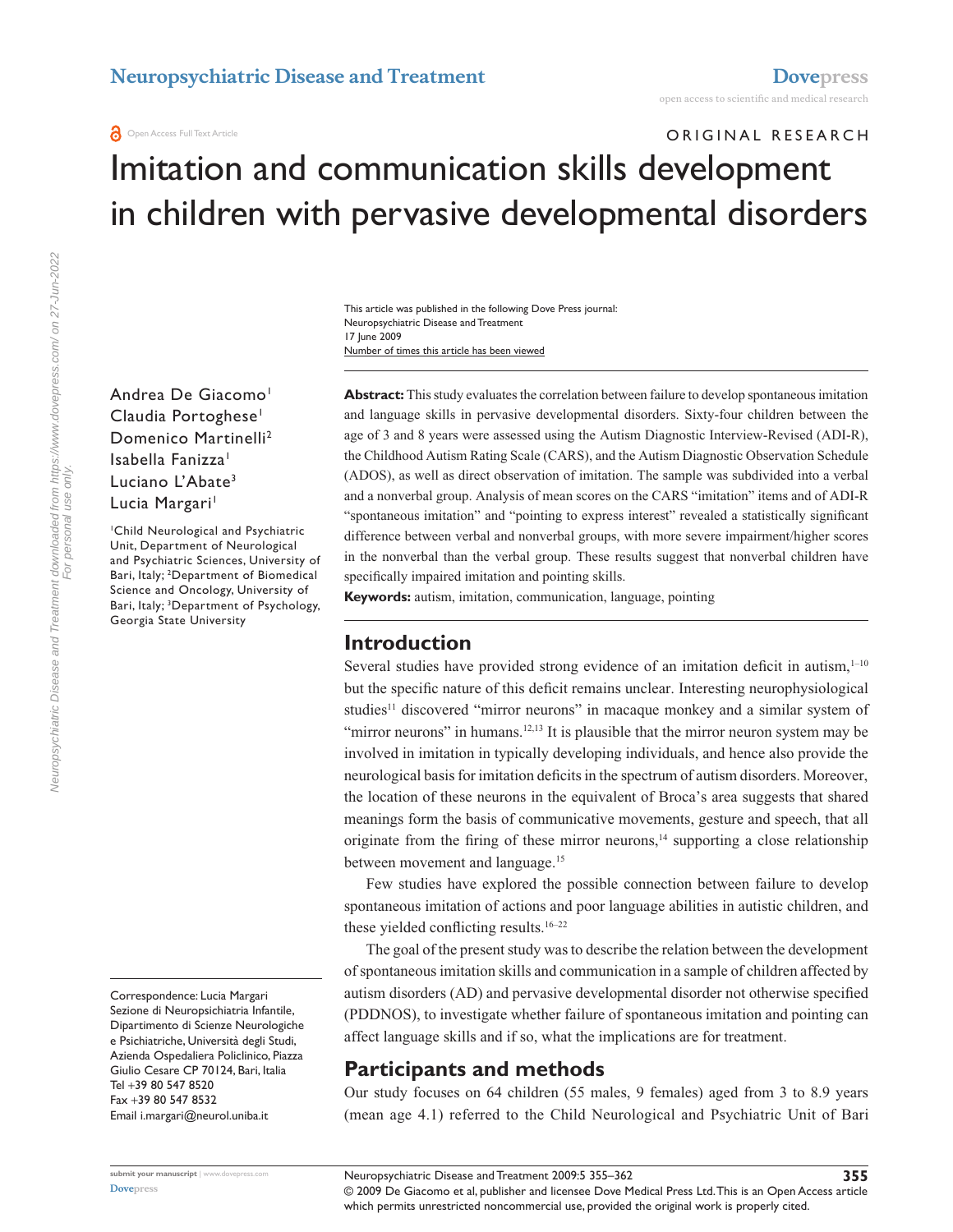ORIGINAL RESEARCH

# Imitation and communication skills development in children with pervasive developmental disorders

This article was published in the following Dove Press journal:
Neuropsychiatric Disease and Treatment
17 June 2009
Number of times this article has been viewed

Andrea De Giacomo[1]
Claudia Portoghese[1]
Domenico Martinelli[2]
Isabella Fanizza[1]
Luciano L'Abate[3]
Lucia Margari[1]

[1]Child Neurological and Psychiatric Unit, Department of Neurological and Psychiatric Sciences, University of Bari, Italy; [2]Department of Biomedical Science and Oncology, University of Bari, Italy; [3]Department of Psychology, Georgia State University

Correspondence: Lucia Margari
Sezione de Neuropsichiatria Infantile, Dipartimento di Scienze Neurologiche e Psichiatriche, Università degli Studi, Azienda Ospedaliera Policlinico, Piazza Giulio Cesare CP 70124, Bari, Italia
Tel +39 80 547 8520
Fax +39 80 547 8532
Email i.margari@neurol.uniba.it

**Abstract:** This study evaluates the correlation between failure to develop spontaneous imitation and language skills in pervasive developmental disorders. Sixty-four children between the age of 3 and 8 years were assessed using the Autism Diagnostic Interview-Revised (ADI-R), the Childhood Autism Rating Scale (CARS), and the Autism Diagnostic Observation Schedule (ADOS), as well as direct observation of imitation. The sample was subdivided into a verbal and a nonverbal group. Analysis of mean scores on the CARS "imitation" items and of ADI-R "spontaneous imitation" and "pointing to express interest" revealed a statistically significant difference between verbal and nonverbal groups, with more severe impairment/higher scores in the nonverbal than the verbal group. These results suggest that nonverbal children have specifically impaired imitation and pointing skills.

**Keywords:** autism, imitation, communication, language, pointing

## Introduction

Several studies have provided strong evidence of an imitation deficit in autism,[1–10] but the specific nature of this deficit remains unclear. Interesting neurophysiological studies[11] discovered "mirror neurons" in macaque monkey and a similar system of "mirror neurons" in humans.[12,13] It is plausible that the mirror neuron system may be involved in imitation in typically developing individuals, and hence also provide the neurological basis for imitation deficits in the spectrum of autism disorders. Moreover, the location of these neurons in the equivalent of Broca's area suggests that shared meanings form the basis of communicative movements, gesture and speech, that all originate from the firing of these mirror neurons,[14] supporting a close relationship between movement and language.[15]

Few studies have explored the possible connection between failure to develop spontaneous imitation of actions and poor language abilities in autistic children, and these yielded conflicting results.[16–22]

The goal of the present study was to describe the relation between the development of spontaneous imitation skills and communication in a sample of children affected by autism disorders (AD) and pervasive developmental disorder not otherwise specified (PDDNOS), to investigate whether failure of spontaneous imitation and pointing can affect language skills and if so, what the implications are for treatment.

## Participants and methods

Our study focuses on 64 children (55 males, 9 females) aged from 3 to 8.9 years (mean age 4.1) referred to the Child Neurological and Psychiatric Unit of Bari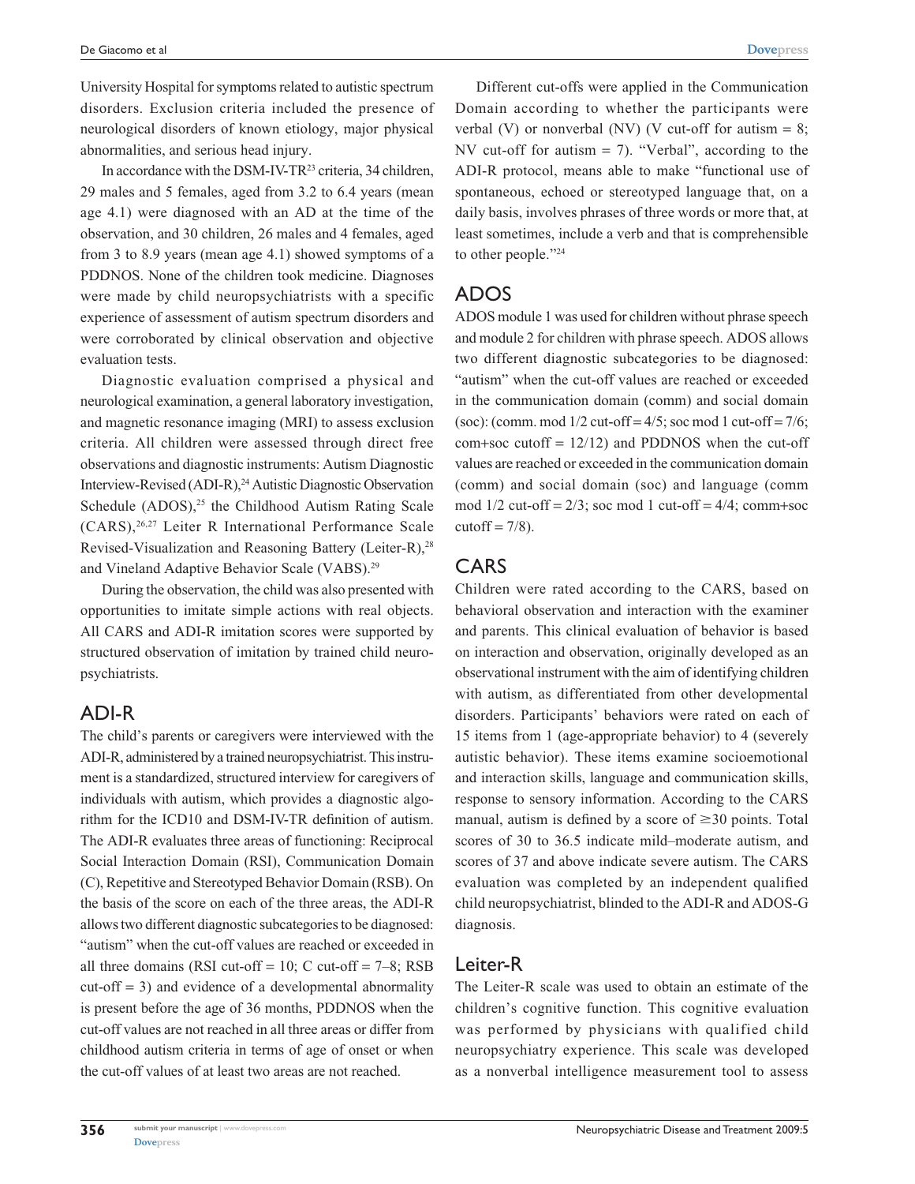University Hospital for symptoms related to autistic spectrum disorders. Exclusion criteria included the presence of neurological disorders of known etiology, major physical abnormalities, and serious head injury.

In accordance with the DSM-IV-TR[23] criteria, 34 children, 29 males and 5 females, aged from 3.2 to 6.4 years (mean age 4.1) were diagnosed with an AD at the time of the observation, and 30 children, 26 males and 4 females, aged from 3 to 8.9 years (mean age 4.1) showed symptoms of a PDDNOS. None of the children took medicine. Diagnoses were made by child neuropsychiatrists with a specific experience of assessment of autism spectrum disorders and were corroborated by clinical observation and objective evaluation tests.

Diagnostic evaluation comprised a physical and neurological examination, a general laboratory investigation, and magnetic resonance imaging (MRI) to assess exclusion criteria. All children were assessed through direct free observations and diagnostic instruments: Autism Diagnostic Interview-Revised (ADI-R),[24] Autistic Diagnostic Observation Schedule (ADOS),[25] the Childhood Autism Rating Scale (CARS),[26,27] Leiter R International Performance Scale Revised-Visualization and Reasoning Battery (Leiter-R),[28] and Vineland Adaptive Behavior Scale (VABS).[29]

During the observation, the child was also presented with opportunities to imitate simple actions with real objects. All CARS and ADI-R imitation scores were supported by structured observation of imitation by trained child neuropsychiatrists.

## ADI-R

The child's parents or caregivers were interviewed with the ADI-R, administered by a trained neuropsychiatrist. This instrument is a standardized, structured interview for caregivers of individuals with autism, which provides a diagnostic algorithm for the ICD10 and DSM-IV-TR definition of autism. The ADI-R evaluates three areas of functioning: Reciprocal Social Interaction Domain (RSI), Communication Domain (C), Repetitive and Stereotyped Behavior Domain (RSB). On the basis of the score on each of the three areas, the ADI-R allows two different diagnostic subcategories to be diagnosed: "autism" when the cut-off values are reached or exceeded in all three domains (RSI cut-off = 10; C cut-off = 7–8; RSB cut-off = 3) and evidence of a developmental abnormality is present before the age of 36 months, PDDNOS when the cut-off values are not reached in all three areas or differ from childhood autism criteria in terms of age of onset or when the cut-off values of at least two areas are not reached.

Different cut-offs were applied in the Communication Domain according to whether the participants were verbal (V) or nonverbal (NV) (V cut-off for autism = 8; NV cut-off for autism = 7). "Verbal", according to the ADI-R protocol, means able to make "functional use of spontaneous, echoed or stereotyped language that, on a daily basis, involves phrases of three words or more that, at least sometimes, include a verb and that is comprehensible to other people."[24]

## ADOS

ADOS module 1 was used for children without phrase speech and module 2 for children with phrase speech. ADOS allows two different diagnostic subcategories to be diagnosed: "autism" when the cut-off values are reached or exceeded in the communication domain (comm) and social domain (soc): (comm. mod 1/2 cut-off = 4/5; soc mod 1 cut-off = 7/6; com+soc cutoff = 12/12) and PDDNOS when the cut-off values are reached or exceeded in the communication domain (comm) and social domain (soc) and language (comm mod 1/2 cut-off = 2/3; soc mod 1 cut-off = 4/4; comm+soc cutoff = 7/8).

## CARS

Children were rated according to the CARS, based on behavioral observation and interaction with the examiner and parents. This clinical evaluation of behavior is based on interaction and observation, originally developed as an observational instrument with the aim of identifying children with autism, as differentiated from other developmental disorders. Participants' behaviors were rated on each of 15 items from 1 (age-appropriate behavior) to 4 (severely autistic behavior). These items examine socioemotional and interaction skills, language and communication skills, response to sensory information. According to the CARS manual, autism is defined by a score of $\geq$30 points. Total scores of 30 to 36.5 indicate mild–moderate autism, and scores of 37 and above indicate severe autism. The CARS evaluation was completed by an independent qualified child neuropsychiatrist, blinded to the ADI-R and ADOS-G diagnosis.

## Leiter-R

The Leiter-R scale was used to obtain an estimate of the children's cognitive function. This cognitive evaluation was performed by physicians with qualified child neuropsychiatry experience. This scale was developed as a nonverbal intelligence measurement tool to assess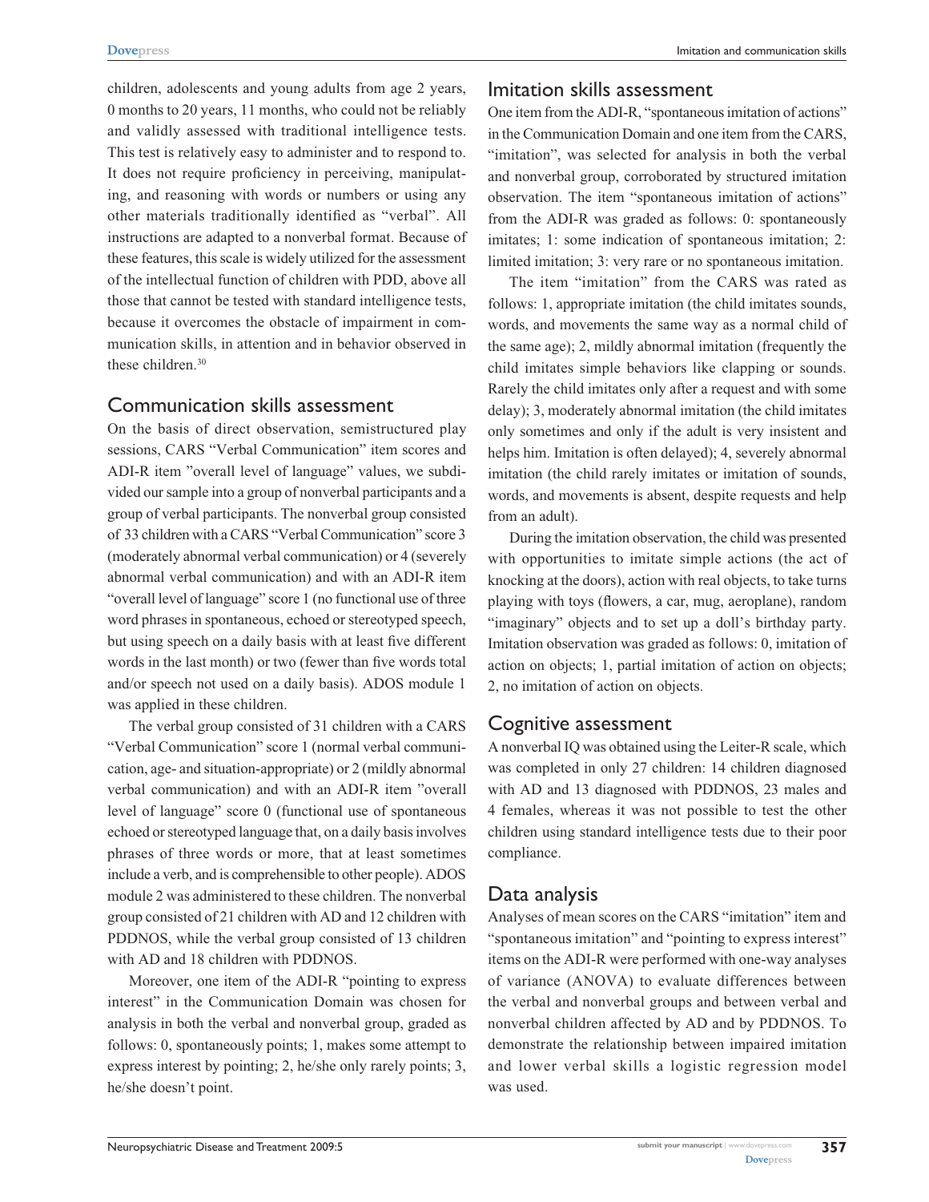children, adolescents and young adults from age 2 years, 0 months to 20 years, 11 months, who could not be reliably and validly assessed with traditional intelligence tests. This test is relatively easy to administer and to respond to. It does not require proficiency in perceiving, manipulating, and reasoning with words or numbers or using any other materials traditionally identified as "verbal". All instructions are adapted to a nonverbal format. Because of these features, this scale is widely utilized for the assessment of the intellectual function of children with PDD, above all those that cannot be tested with standard intelligence tests, because it overcomes the obstacle of impairment in communication skills, in attention and in behavior observed in these children.[30]

## Communication skills assessment

On the basis of direct observation, semistructured play sessions, CARS "Verbal Communication" item scores and ADI-R item "overall level of language" values, we subdivided our sample into a group of nonverbal participants and a group of verbal participants. The nonverbal group consisted of 33 children with a CARS "Verbal Communication" score 3 (moderately abnormal verbal communication) or 4 (severely abnormal verbal communication) and with an ADI-R item "overall level of language" score 1 (no functional use of three word phrases in spontaneous, echoed or stereotyped speech, but using speech on a daily basis with at least five different words in the last month) or two (fewer than five words total and/or speech not used on a daily basis). ADOS module 1 was applied in these children.

The verbal group consisted of 31 children with a CARS "Verbal Communication" score 1 (normal verbal communication, age- and situation-appropriate) or 2 (mildly abnormal verbal communication) and with an ADI-R item "overall level of language" score 0 (functional use of spontaneous echoed or stereotyped language that, on a daily basis involves phrases of three words or more, that at least sometimes include a verb, and is comprehensible to other people). ADOS module 2 was administered to these children. The nonverbal group consisted of 21 children with AD and 12 children with PDDNOS, while the verbal group consisted of 13 children with AD and 18 children with PDDNOS.

Moreover, one item of the ADI-R "pointing to express interest" in the Communication Domain was chosen for analysis in both the verbal and nonverbal group, graded as follows: 0, spontaneously points; 1, makes some attempt to express interest by pointing; 2, he/she only rarely points; 3, he/she doesn't point.

## Imitation skills assessment

One item from the ADI-R, "spontaneous imitation of actions" in the Communication Domain and one item from the CARS, "imitation", was selected for analysis in both the verbal and nonverbal group, corroborated by structured imitation observation. The item "spontaneous imitation of actions" from the ADI-R was graded as follows: 0: spontaneously imitates; 1: some indication of spontaneous imitation; 2: limited imitation; 3: very rare or no spontaneous imitation.

The item "imitation" from the CARS was rated as follows: 1, appropriate imitation (the child imitates sounds, words, and movements the same way as a normal child of the same age); 2, mildly abnormal imitation (frequently the child imitates simple behaviors like clapping or sounds. Rarely the child imitates only after a request and with some delay); 3, moderately abnormal imitation (the child imitates only sometimes and only if the adult is very insistent and helps him. Imitation is often delayed); 4, severely abnormal imitation (the child rarely imitates or imitation of sounds, words, and movements is absent, despite requests and help from an adult).

During the imitation observation, the child was presented with opportunities to imitate simple actions (the act of knocking at the doors), action with real objects, to take turns playing with toys (flowers, a car, mug, aeroplane), random "imaginary" objects and to set up a doll's birthday party. Imitation observation was graded as follows: 0, imitation of action on objects; 1, partial imitation of action on objects; 2, no imitation of action on objects.

## Cognitive assessment

A nonverbal IQ was obtained using the Leiter-R scale, which was completed in only 27 children: 14 children diagnosed with AD and 13 diagnosed with PDDNOS, 23 males and 4 females, whereas it was not possible to test the other children using standard intelligence tests due to their poor compliance.

## Data analysis

Analyses of mean scores on the CARS "imitation" item and "spontaneous imitation" and "pointing to express interest" items on the ADI-R were performed with one-way analyses of variance (ANOVA) to evaluate differences between the verbal and nonverbal groups and between verbal and nonverbal children affected by AD and by PDDNOS. To demonstrate the relationship between impaired imitation and lower verbal skills a logistic regression model was used.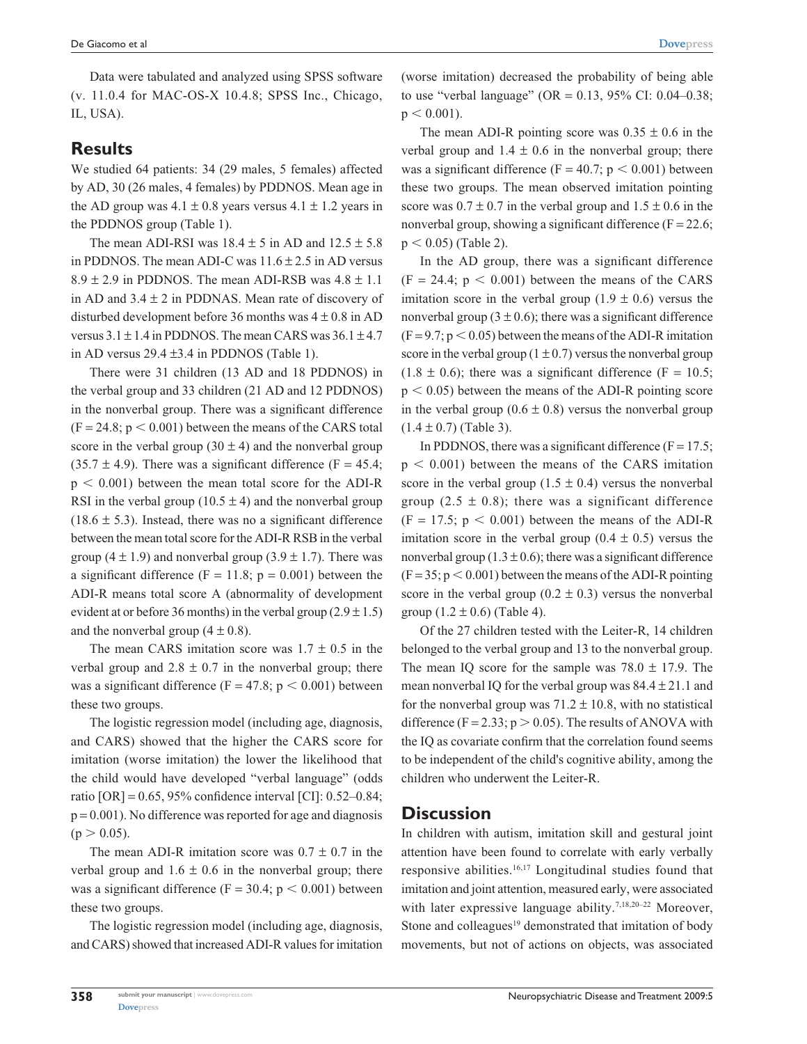Data were tabulated and analyzed using SPSS software (v. 11.0.4 for MAC-OS-X 10.4.8; SPSS Inc., Chicago, IL, USA).

## Results

We studied 64 patients: 34 (29 males, 5 females) affected by AD, 30 (26 males, 4 females) by PDDNOS. Mean age in the AD group was 4.1 ± 0.8 years versus 4.1 ± 1.2 years in the PDDNOS group (Table 1).

The mean ADI-RSI was 18.4 ± 5 in AD and 12.5 ± 5.8 in PDDNOS. The mean ADI-C was 11.6 ± 2.5 in AD versus 8.9 ± 2.9 in PDDNOS. The mean ADI-RSB was 4.8 ± 1.1 in AD and 3.4 ± 2 in PDDNAS. Mean rate of discovery of disturbed development before 36 months was 4 ± 0.8 in AD versus 3.1 ± 1.4 in PDDNOS. The mean CARS was 36.1 ± 4.7 in AD versus 29.4 ±3.4 in PDDNOS (Table 1).

There were 31 children (13 AD and 18 PDDNOS) in the verbal group and 33 children (21 AD and 12 PDDNOS) in the nonverbal group. There was a significant difference ($F = 24.8$; $p < 0.001$) between the means of the CARS total score in the verbal group (30 ± 4) and the nonverbal group (35.7 ± 4.9). There was a significant difference ($F = 45.4$; $p < 0.001$) between the mean total score for the ADI-R RSI in the verbal group (10.5 ± 4) and the nonverbal group (18.6 ± 5.3). Instead, there was no a significant difference between the mean total score for the ADI-R RSB in the verbal group (4 ± 1.9) and nonverbal group (3.9 ± 1.7). There was a significant difference ($F = 11.8$; $p = 0.001$) between the ADI-R means total score A (abnormality of development evident at or before 36 months) in the verbal group (2.9 ± 1.5) and the nonverbal group (4 ± 0.8).

The mean CARS imitation score was 1.7 ± 0.5 in the verbal group and 2.8 ± 0.7 in the nonverbal group; there was a significant difference ($F = 47.8$; $p < 0.001$) between these two groups.

The logistic regression model (including age, diagnosis, and CARS) showed that the higher the CARS score for imitation (worse imitation) the lower the likelihood that the child would have developed "verbal language" (odds ratio [OR] = 0.65, 95% confidence interval [CI]: 0.52–0.84; $p = 0.001$). No difference was reported for age and diagnosis ($p > 0.05$).

The mean ADI-R imitation score was 0.7 ± 0.7 in the verbal group and 1.6 ± 0.6 in the nonverbal group; there was a significant difference ($F = 30.4$; $p < 0.001$) between these two groups.

The logistic regression model (including age, diagnosis, and CARS) showed that increased ADI-R values for imitation (worse imitation) decreased the probability of being able to use "verbal language" (OR = 0.13, 95% CI: 0.04–0.38; $p < 0.001$).

The mean ADI-R pointing score was 0.35 ± 0.6 in the verbal group and 1.4 ± 0.6 in the nonverbal group; there was a significant difference ($F = 40.7$; $p < 0.001$) between these two groups. The mean observed imitation pointing score was 0.7 ± 0.7 in the verbal group and 1.5 ± 0.6 in the nonverbal group, showing a significant difference ($F = 22.6$; $p < 0.05$) (Table 2).

In the AD group, there was a significant difference ($F = 24.4$; $p < 0.001$) between the means of the CARS imitation score in the verbal group (1.9 ± 0.6) versus the nonverbal group (3 ± 0.6); there was a significant difference ($F = 9.7$; $p < 0.05$) between the means of the ADI-R imitation score in the verbal group (1 ± 0.7) versus the nonverbal group (1.8 ± 0.6); there was a significant difference ($F = 10.5$; $p < 0.05$) between the means of the ADI-R pointing score in the verbal group (0.6 ± 0.8) versus the nonverbal group (1.4 ± 0.7) (Table 3).

In PDDNOS, there was a significant difference ($F = 17.5$; $p < 0.001$) between the means of the CARS imitation score in the verbal group (1.5 ± 0.4) versus the nonverbal group (2.5 ± 0.8); there was a significant difference ($F = 17.5$; $p < 0.001$) between the means of the ADI-R imitation score in the verbal group (0.4 ± 0.5) versus the nonverbal group (1.3 ± 0.6); there was a significant difference ($F = 35$; $p < 0.001$) between the means of the ADI-R pointing score in the verbal group (0.2 ± 0.3) versus the nonverbal group (1.2 ± 0.6) (Table 4).

Of the 27 children tested with the Leiter-R, 14 children belonged to the verbal group and 13 to the nonverbal group. The mean IQ score for the sample was 78.0 ± 17.9. The mean nonverbal IQ for the verbal group was 84.4 ± 21.1 and for the nonverbal group was 71.2 ± 10.8, with no statistical difference ($F = 2.33$; $p > 0.05$). The results of ANOVA with the IQ as covariate confirm that the correlation found seems to be independent of the child's cognitive ability, among the children who underwent the Leiter-R.

## Discussion

In children with autism, imitation skill and gestural joint attention have been found to correlate with early verbally responsive abilities.[16,17] Longitudinal studies found that imitation and joint attention, measured early, were associated with later expressive language ability.[7,18,20–22] Moreover, Stone and colleagues[19] demonstrated that imitation of body movements, but not of actions on objects, was associated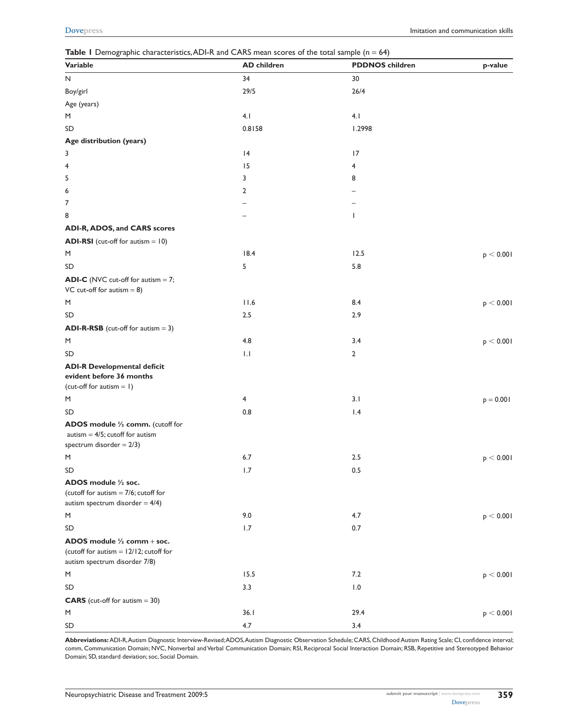**Table 1** Demographic characteristics, ADI-R and CARS mean scores of the total sample (n = 64)

| Variable | AD children | PDDNOS children | p-value |
|---|---|---|---|
| N | 34 | 30 | |
| Boy/girl | 29/5 | 26/4 | |
| Age (years) | | | |
| M | 4.1 | 4.1 | |
| SD | 0.8158 | 1.2998 | |
| **Age distribution (years)** | | | |
| 3 | 14 | 17 | |
| 4 | 15 | 4 | |
| 5 | 3 | 8 | |
| 6 | 2 | – | |
| 7 | – | – | |
| 8 | – | 1 | |
| **ADI-R, ADOS, and CARS scores** | | | |
| **ADI-RSI** (cut-off for autism = 10) | | | |
| M | 18.4 | 12.5 | $p < 0.001$ |
| SD | 5 | 5.8 | |
| **ADI-C** (NVC cut-off for autism = 7; VC cut-off for autism = 8) | | | |
| M | 11.6 | 8.4 | $p < 0.001$ |
| SD | 2.5 | 2.9 | |
| **ADI-R-RSB** (cut-off for autism = 3) | | | |
| M | 4.8 | 3.4 | $p < 0.001$ |
| SD | 1.1 | 2 | |
| **ADI-R Developmental deficit evident before 36 months** (cut-off for autism = 1) | | | |
| M | 4 | 3.1 | $p = 0.001$ |
| SD | 0.8 | 1.4 | |
| **ADOS module ½ comm.** (cutoff for autism = 4/5; cutoff for autism spectrum disorder = 2/3) | | | |
| M | 6.7 | 2.5 | $p < 0.001$ |
| SD | 1.7 | 0.5 | |
| **ADOS module ½ soc.** (cutoff for autism = 7/6; cutoff for autism spectrum disorder = 4/4) | | | |
| M | 9.0 | 4.7 | $p < 0.001$ |
| SD | 1.7 | 0.7 | |
| **ADOS module ½ comm + soc.** (cutoff for autism = 12/12; cutoff for autism spectrum disorder 7/8) | | | |
| M | 15.5 | 7.2 | $p < 0.001$ |
| SD | 3.3 | 1.0 | |
| **CARS** (cut-off for autism = 30) | | | |
| M | 36.1 | 29.4 | $p < 0.001$ |
| SD | 4.7 | 3.4 | |

**Abbreviations:** ADI-R, Autism Diagnostic Interview-Revised; ADOS, Autism Diagnostic Observation Schedule; CARS, Childhood Autism Rating Scale; CI, confidence interval; comm, Communication Domain; NVC, Nonverbal and Verbal Communication Domain; RSI, Reciprocal Social Interaction Domain; RSB, Repetitive and Stereotyped Behavior Domain; SD, standard deviation; soc, Social Domain.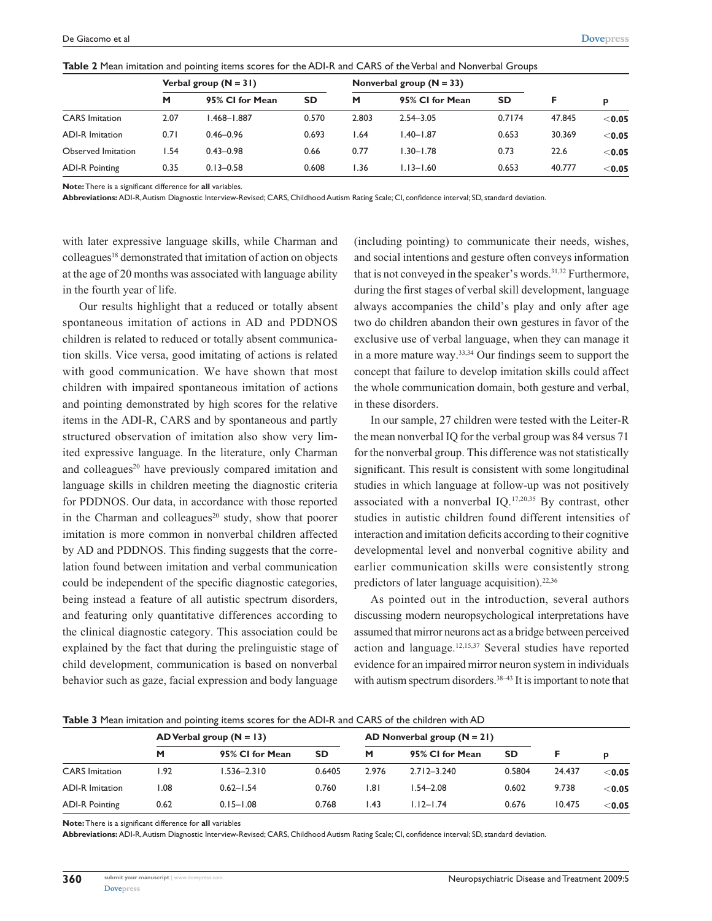**Table 2** Mean imitation and pointing items scores for the ADI-R and CARS of the Verbal and Nonverbal Groups

| | Verbal group (N = 31) | | | Nonverbal group (N = 33) | | | F | p |
|---|---|---|---|---|---|---|---|---|
| | M | 95% CI for Mean | SD | M | 95% CI for Mean | SD | | |
| CARS Imitation | 2.07 | 1.468–1.887 | 0.570 | 2.803 | 2.54–3.05 | 0.7174 | 47.845 | <**0.05** |
| ADI-R Imitation | 0.71 | 0.46–0.96 | 0.693 | 1.64 | 1.40–1.87 | 0.653 | 30.369 | <**0.05** |
| Observed Imitation | 1.54 | 0.43–0.98 | 0.66 | 0.77 | 1.30–1.78 | 0.73 | 22.6 | <**0.05** |
| ADI-R Pointing | 0.35 | 0.13–0.58 | 0.608 | 1.36 | 1.13–1.60 | 0.653 | 40.777 | <**0.05** |

**Note:** There is a significant difference for **all** variables.
**Abbreviations:** ADI-R, Autism Diagnostic Interview-Revised; CARS, Childhood Autism Rating Scale; CI, confidence interval; SD, standard deviation.

with later expressive language skills, while Charman and colleagues[18] demonstrated that imitation of action on objects at the age of 20 months was associated with language ability in the fourth year of life.

Our results highlight that a reduced or totally absent spontaneous imitation of actions in AD and PDDNOS children is related to reduced or totally absent communication skills. Vice versa, good imitating of actions is related with good communication. We have shown that most children with impaired spontaneous imitation of actions and pointing demonstrated by high scores for the relative items in the ADI-R, CARS and by spontaneous and partly structured observation of imitation also show very limited expressive language. In the literature, only Charman and colleagues[20] have previously compared imitation and language skills in children meeting the diagnostic criteria for PDDNOS. Our data, in accordance with those reported in the Charman and colleagues[20] study, show that poorer imitation is more common in nonverbal children affected by AD and PDDNOS. This finding suggests that the correlation found between imitation and verbal communication could be independent of the specific diagnostic categories, being instead a feature of all autistic spectrum disorders, and featuring only quantitative differences according to the clinical diagnostic category. This association could be explained by the fact that during the prelinguistic stage of child development, communication is based on nonverbal behavior such as gaze, facial expression and body language (including pointing) to communicate their needs, wishes, and social intentions and gesture often conveys information that is not conveyed in the speaker's words.[31,32] Furthermore, during the first stages of verbal skill development, language always accompanies the child's play and only after age two do children abandon their own gestures in favor of the exclusive use of verbal language, when they can manage it in a more mature way.[33,34] Our findings seem to support the concept that failure to develop imitation skills could affect the whole communication domain, both gesture and verbal, in these disorders.

In our sample, 27 children were tested with the Leiter-R the mean nonverbal IQ for the verbal group was 84 versus 71 for the nonverbal group. This difference was not statistically significant. This result is consistent with some longitudinal studies in which language at follow-up was not positively associated with a nonverbal IQ.[17,20,35] By contrast, other studies in autistic children found different intensities of interaction and imitation deficits according to their cognitive developmental level and nonverbal cognitive ability and earlier communication skills were consistently strong predictors of later language acquisition).[22,36]

As pointed out in the introduction, several authors discussing modern neuropsychological interpretations have assumed that mirror neurons act as a bridge between perceived action and language.[12,15,37] Several studies have reported evidence for an impaired mirror neuron system in individuals with autism spectrum disorders.[38–43] It is important to note that

**Table 3** Mean imitation and pointing items scores for the ADI-R and CARS of the children with AD

| | AD Verbal group (N = 13) | | | AD Nonverbal group (N = 21) | | | F | p |
|---|---|---|---|---|---|---|---|---|
| | M | 95% CI for Mean | SD | M | 95% CI for Mean | SD | | |
| CARS Imitation | 1.92 | 1.536–2.310 | 0.6405 | 2.976 | 2.712–3.240 | 0.5804 | 24.437 | <**0.05** |
| ADI-R Imitation | 1.08 | 0.62–1.54 | 0.760 | 1.81 | 1.54–2.08 | 0.602 | 9.738 | <**0.05** |
| ADI-R Pointing | 0.62 | 0.15–1.08 | 0.768 | 1.43 | 1.12–1.74 | 0.676 | 10.475 | <**0.05** |

**Note:** There is a significant difference for **all** variables
**Abbreviations:** ADI-R, Autism Diagnostic Interview-Revised; CARS, Childhood Autism Rating Scale; CI, confidence interval; SD, standard deviation.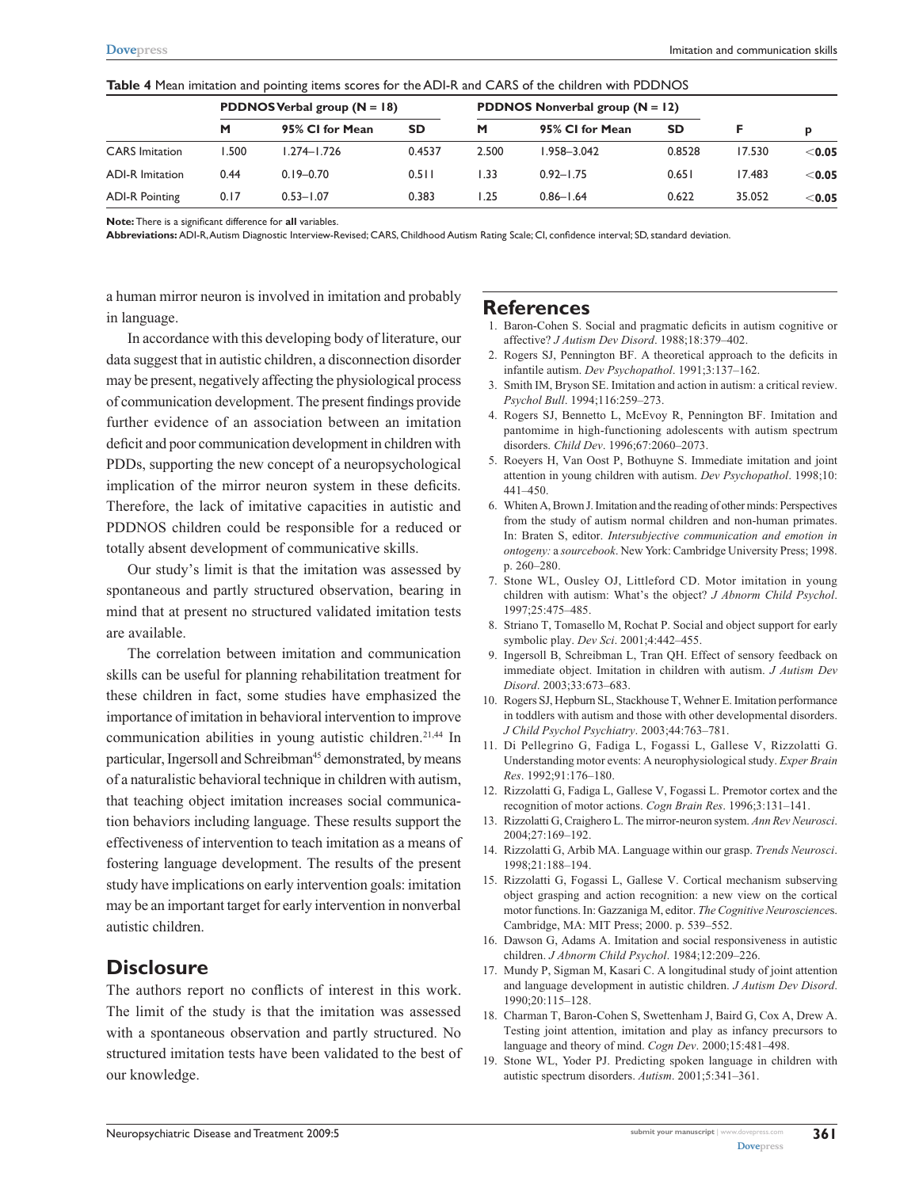**Table 4** Mean imitation and pointing items scores for the ADI-R and CARS of the children with PDDNOS

| | PDDNOS Verbal group (N = 18) | | | PDDNOS Nonverbal group (N = 12) | | | | |
|---|---|---|---|---|---|---|---|---|
| | M | 95% CI for Mean | SD | M | 95% CI for Mean | SD | F | p |
| CARS Imitation | 1.500 | 1.274–1.726 | 0.4537 | 2.500 | 1.958–3.042 | 0.8528 | 17.530 | **<0.05** |
| ADI-R Imitation | 0.44 | 0.19–0.70 | 0.511 | 1.33 | 0.92–1.75 | 0.651 | 17.483 | **<0.05** |
| ADI-R Pointing | 0.17 | 0.53–1.07 | 0.383 | 1.25 | 0.86–1.64 | 0.622 | 35.052 | **<0.05** |

**Note:** There is a significant difference for **all** variables.
**Abbreviations:** ADI-R, Autism Diagnostic Interview-Revised; CARS, Childhood Autism Rating Scale; CI, confidence interval; SD, standard deviation.

a human mirror neuron is involved in imitation and probably in language.

In accordance with this developing body of literature, our data suggest that in autistic children, a disconnection disorder may be present, negatively affecting the physiological process of communication development. The present findings provide further evidence of an association between an imitation deficit and poor communication development in children with PDDs, supporting the new concept of a neuropsychological implication of the mirror neuron system in these deficits. Therefore, the lack of imitative capacities in autistic and PDDNOS children could be responsible for a reduced or totally absent development of communicative skills.

Our study's limit is that the imitation was assessed by spontaneous and partly structured observation, bearing in mind that at present no structured validated imitation tests are available.

The correlation between imitation and communication skills can be useful for planning rehabilitation treatment for these children in fact, some studies have emphasized the importance of imitation in behavioral intervention to improve communication abilities in young autistic children.[21,44] In particular, Ingersoll and Schreibman[45] demonstrated, by means of a naturalistic behavioral technique in children with autism, that teaching object imitation increases social communication behaviors including language. These results support the effectiveness of intervention to teach imitation as a means of fostering language development. The results of the present study have implications on early intervention goals: imitation may be an important target for early intervention in nonverbal autistic children.

## Disclosure

The authors report no conflicts of interest in this work. The limit of the study is that the imitation was assessed with a spontaneous observation and partly structured. No structured imitation tests have been validated to the best of our knowledge.

## References

1. Baron-Cohen S. Social and pragmatic deficits in autism cognitive or affective? *J Autism Dev Disord*. 1988;18:379–402.
2. Rogers SJ, Pennington BF. A theoretical approach to the deficits in infantile autism. *Dev Psychopathol*. 1991;3:137–162.
3. Smith IM, Bryson SE. Imitation and action in autism: a critical review. *Psychol Bull*. 1994;116:259–273.
4. Rogers SJ, Bennetto L, McEvoy R, Pennington BF. Imitation and pantomime in high-functioning adolescents with autism spectrum disorders. *Child Dev*. 1996;67:2060–2073.
5. Roeyers H, Van Oost P, Bothuyne S. Immediate imitation and joint attention in young children with autism. *Dev Psychopathol*. 1998;10: 441–450.
6. Whiten A, Brown J. Imitation and the reading of other minds: Perspectives from the study of autism normal children and non-human primates. In: Braten S, editor. *Intersubjective communication and emotion in ontogeny:* a *sourcebook*. New York: Cambridge University Press; 1998. p. 260–280.
7. Stone WL, Ousley OJ, Littleford CD. Motor imitation in young children with autism: What's the object? *J Abnorm Child Psychol*. 1997;25:475–485.
8. Striano T, Tomasello M, Rochat P. Social and object support for early symbolic play. *Dev Sci*. 2001;4:442–455.
9. Ingersoll B, Schreibman L, Tran QH. Effect of sensory feedback on immediate object. Imitation in children with autism. *J Autism Dev Disord*. 2003;33:673–683.
10. Rogers SJ, Hepburn SL, Stackhouse T, Wehner E. Imitation performance in toddlers with autism and those with other developmental disorders. *J Child Psychol Psychiatry*. 2003;44:763–781.
11. Di Pellegrino G, Fadiga L, Fogassi L, Gallese V, Rizzolatti G. Understanding motor events: A neurophysiological study. *Exper Brain Res*. 1992;91:176–180.
12. Rizzolatti G, Fadiga L, Gallese V, Fogassi L. Premotor cortex and the recognition of motor actions. *Cogn Brain Res*. 1996;3:131–141.
13. Rizzolatti G, Craighero L. The mirror-neuron system. *Ann Rev Neurosci*. 2004;27:169–192.
14. Rizzolatti G, Arbib MA. Language within our grasp. *Trends Neurosci*. 1998;21:188–194.
15. Rizzolatti G, Fogassi L, Gallese V. Cortical mechanism subserving object grasping and action recognition: a new view on the cortical motor functions. In: Gazzaniga M, editor. *The Cognitive Neurosciences*. Cambridge, MA: MIT Press; 2000. p. 539–552.
16. Dawson G, Adams A. Imitation and social responsiveness in autistic children. *J Abnorm Child Psychol*. 1984;12:209–226.
17. Mundy P, Sigman M, Kasari C. A longitudinal study of joint attention and language development in autistic children. *J Autism Dev Disord*. 1990;20:115–128.
18. Charman T, Baron-Cohen S, Swettenham J, Baird G, Cox A, Drew A. Testing joint attention, imitation and play as infancy precursors to language and theory of mind. *Cogn Dev*. 2000;15:481–498.
19. Stone WL, Yoder PJ. Predicting spoken language in children with autistic spectrum disorders. *Autism*. 2001;5:341–361.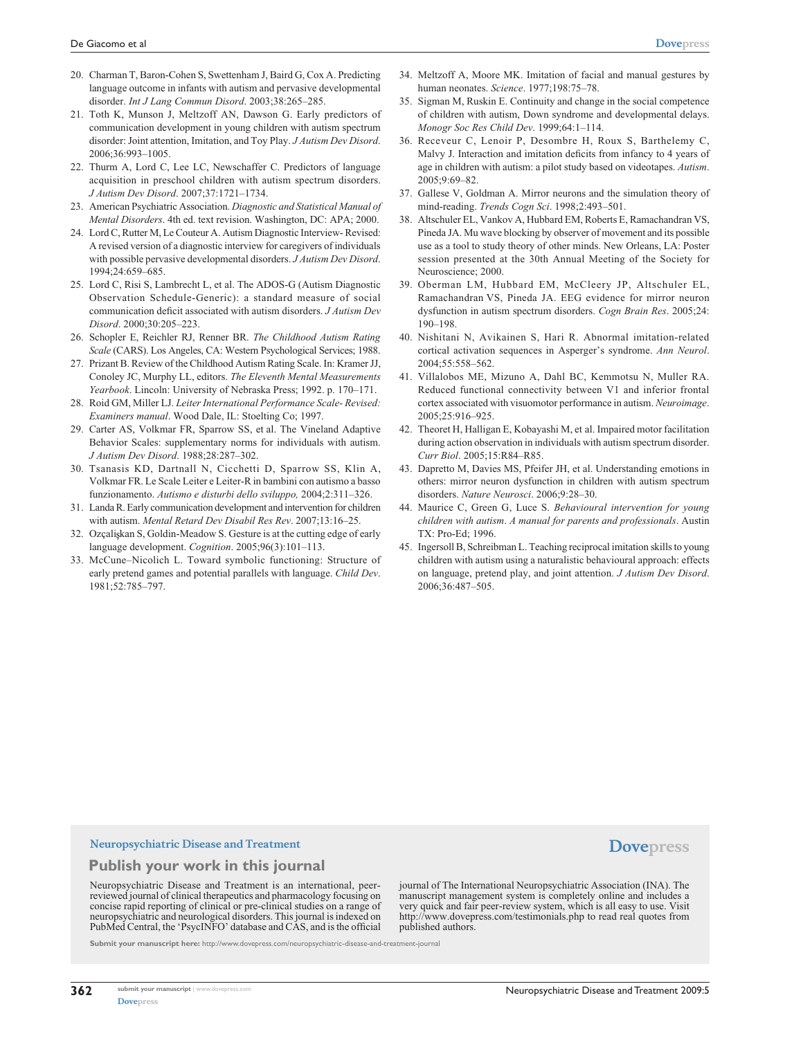20. Charman T, Baron-Cohen S, Swettenham J, Baird G, Cox A. Predicting language outcome in infants with autism and pervasive developmental disorder. *Int J Lang Commun Disord*. 2003;38:265–285.
21. Toth K, Munson J, Meltzoff AN, Dawson G. Early predictors of communication development in young children with autism spectrum disorder: Joint attention, Imitation, and Toy Play. *J Autism Dev Disord*. 2006;36:993–1005.
22. Thurm A, Lord C, Lee LC, Newschaffer C. Predictors of language acquisition in preschool children with autism spectrum disorders. *J Autism Dev Disord*. 2007;37:1721–1734.
23. American Psychiatric Association. *Diagnostic and Statistical Manual of Mental Disorders*. 4th ed. text revision. Washington, DC: APA; 2000.
24. Lord C, Rutter M, Le Couteur A. Autism Diagnostic Interview- Revised: A revised version of a diagnostic interview for caregivers of individuals with possible pervasive developmental disorders. *J Autism Dev Disord*. 1994;24:659–685.
25. Lord C, Risi S, Lambrecht L, et al. The ADOS-G (Autism Diagnostic Observation Schedule-Generic): a standard measure of social communication deficit associated with autism disorders. *J Autism Dev Disord*. 2000;30:205–223.
26. Schopler E, Reichler RJ, Renner BR. *The Childhood Autism Rating Scale* (CARS). Los Angeles, CA: Western Psychological Services; 1988.
27. Prizant B. Review of the Childhood Autism Rating Scale. In: Kramer JJ, Conoley JC, Murphy LL, editors. *The Eleventh Mental Measurements Yearbook*. Lincoln: University of Nebraska Press; 1992. p. 170–171.
28. Roid GM, Miller LJ. *Leiter International Performance Scale- Revised: Examiners manual*. Wood Dale, IL: Stoelting Co; 1997.
29. Carter AS, Volkmar FR, Sparrow SS, et al. The Vineland Adaptive Behavior Scales: supplementary norms for individuals with autism. *J Autism Dev Disord*. 1988;28:287–302.
30. Tsanasis KD, Dartnall N, Cicchetti D, Sparrow SS, Klin A, Volkmar FR. Le Scale Leiter e Leiter-R in bambini con autismo a basso funzionamento. *Autismo e disturbi dello sviluppo,* 2004;2:311–326.
31. Landa R. Early communication development and intervention for children with autism. *Mental Retard Dev Disabil Res Rev*. 2007;13:16–25.
32. Ozçalişkan S, Goldin-Meadow S. Gesture is at the cutting edge of early language development. *Cognition*. 2005;96(3):101–113.
33. McCune–Nicolich L. Toward symbolic functioning: Structure of early pretend games and potential parallels with language. *Child Dev*. 1981;52:785–797.
34. Meltzoff A, Moore MK. Imitation of facial and manual gestures by human neonates. *Science*. 1977;198:75–78.
35. Sigman M, Ruskin E. Continuity and change in the social competence of children with autism, Down syndrome and developmental delays. *Monogr Soc Res Child Dev*. 1999;64:1–114.
36. Receveur C, Lenoir P, Desombre H, Roux S, Barthelemy C, Malvy J. Interaction and imitation deficits from infancy to 4 years of age in children with autism: a pilot study based on videotapes. *Autism*. 2005;9:69–82.
37. Gallese V, Goldman A. Mirror neurons and the simulation theory of mind-reading. *Trends Cogn Sci*. 1998;2:493–501.
38. Altschuler EL, Vankov A, Hubbard EM, Roberts E, Ramachandran VS, Pineda JA. Mu wave blocking by observer of movement and its possible use as a tool to study theory of other minds. New Orleans, LA: Poster session presented at the 30th Annual Meeting of the Society for Neuroscience; 2000.
39. Oberman LM, Hubbard EM, McCleery JP, Altschuler EL, Ramachandran VS, Pineda JA. EEG evidence for mirror neuron dysfunction in autism spectrum disorders. *Cogn Brain Res*. 2005;24: 190–198.
40. Nishitani N, Avikainen S, Hari R. Abnormal imitation-related cortical activation sequences in Asperger's syndrome. *Ann Neurol*. 2004;55:558–562.
41. Villalobos ME, Mizuno A, Dahl BC, Kemmotsu N, Muller RA. Reduced functional connectivity between V1 and inferior frontal cortex associated with visuomotor performance in autism. *Neuroimage*. 2005;25:916–925.
42. Theoret H, Halligan E, Kobayashi M, et al. Impaired motor facilitation during action observation in individuals with autism spectrum disorder. *Curr Biol*. 2005;15:R84–R85.
43. Dapretto M, Davies MS, Pfeifer JH, et al. Understanding emotions in others: mirror neuron dysfunction in children with autism spectrum disorders. *Nature Neurosci*. 2006;9:28–30.
44. Maurice C, Green G, Luce S. *Behavioural intervention for young children with autism*. *A manual for parents and professionals*. Austin TX: Pro-Ed; 1996.
45. Ingersoll B, Schreibman L. Teaching reciprocal imitation skills to young children with autism using a naturalistic behavioural approach: effects on language, pretend play, and joint attention. *J Autism Dev Disord*. 2006;36:487–505.

**Neuropsychiatric Disease and Treatment**

## Publish your work in this journal

Neuropsychiatric Disease and Treatment is an international, peer-reviewed journal of clinical therapeutics and pharmacology focusing on concise rapid reporting of clinical or pre-clinical studies on a range of neuropsychiatric and neurological disorders. This journal is indexed on PubMed Central, the 'PsycINFO' database and CAS, and is the official journal of The International Neuropsychiatric Association (INA). The manuscript management system is completely online and includes a very quick and fair peer-review system, which is all easy to use. Visit http://www.dovepress.com/testimonials.php to read real quotes from published authors.

**Submit your manuscript here:** http://www.dovepress.com/neuropsychiatric-disease-and-treatment-journal